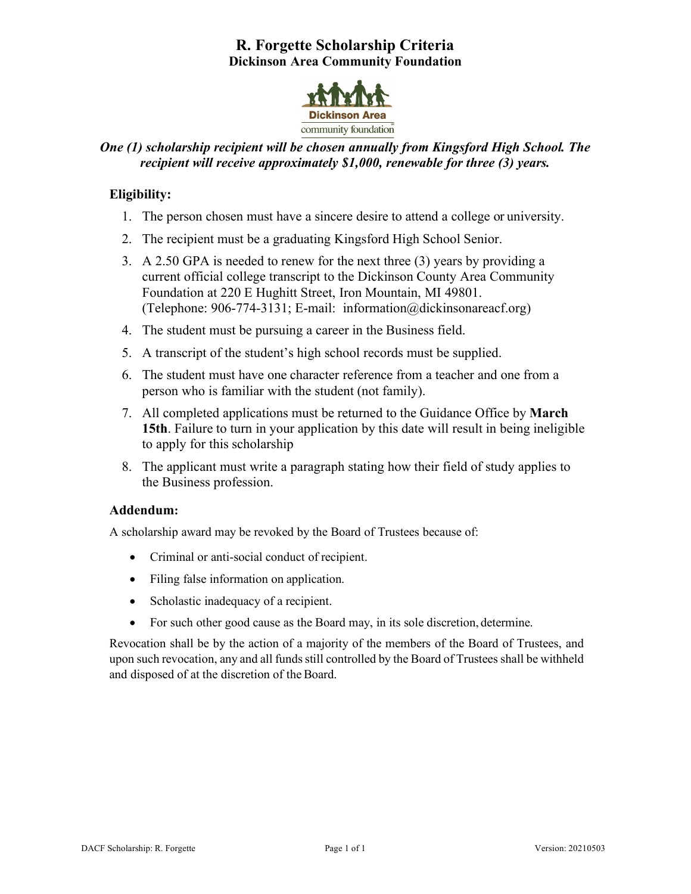# R. Forgette Scholarship Criteria

## Dickinson Area Community Foundation

Dickinson Area
community foundation

***One (1) scholarship recipient will be chosen annually from Kingsford High School. The recipient will receive approximately $1,000, renewable for three (3) years.***

### Eligibility:

1. The person chosen must have a sincere desire to attend a college or university.
2. The recipient must be a graduating Kingsford High School Senior.
3. A 2.50 GPA is needed to renew for the next three (3) years by providing a current official college transcript to the Dickinson County Area Community Foundation at 220 E Hughitt Street, Iron Mountain, MI 49801. (Telephone: 906-774-3131; E-mail: information@dickinsonareacf.org)
4. The student must be pursuing a career in the Business field.
5. A transcript of the student's high school records must be supplied.
6. The student must have one character reference from a teacher and one from a person who is familiar with the student (not family).
7. All completed applications must be returned to the Guidance Office by **March 15th**. Failure to turn in your application by this date will result in being ineligible to apply for this scholarship
8. The applicant must write a paragraph stating how their field of study applies to the Business profession.

### Addendum:

A scholarship award may be revoked by the Board of Trustees because of:

- Criminal or anti-social conduct of recipient.
- Filing false information on application.
- Scholastic inadequacy of a recipient.
- For such other good cause as the Board may, in its sole discretion, determine.

Revocation shall be by the action of a majority of the members of the Board of Trustees, and upon such revocation, any and all funds still controlled by the Board of Trustees shall be withheld and disposed of at the discretion of the Board.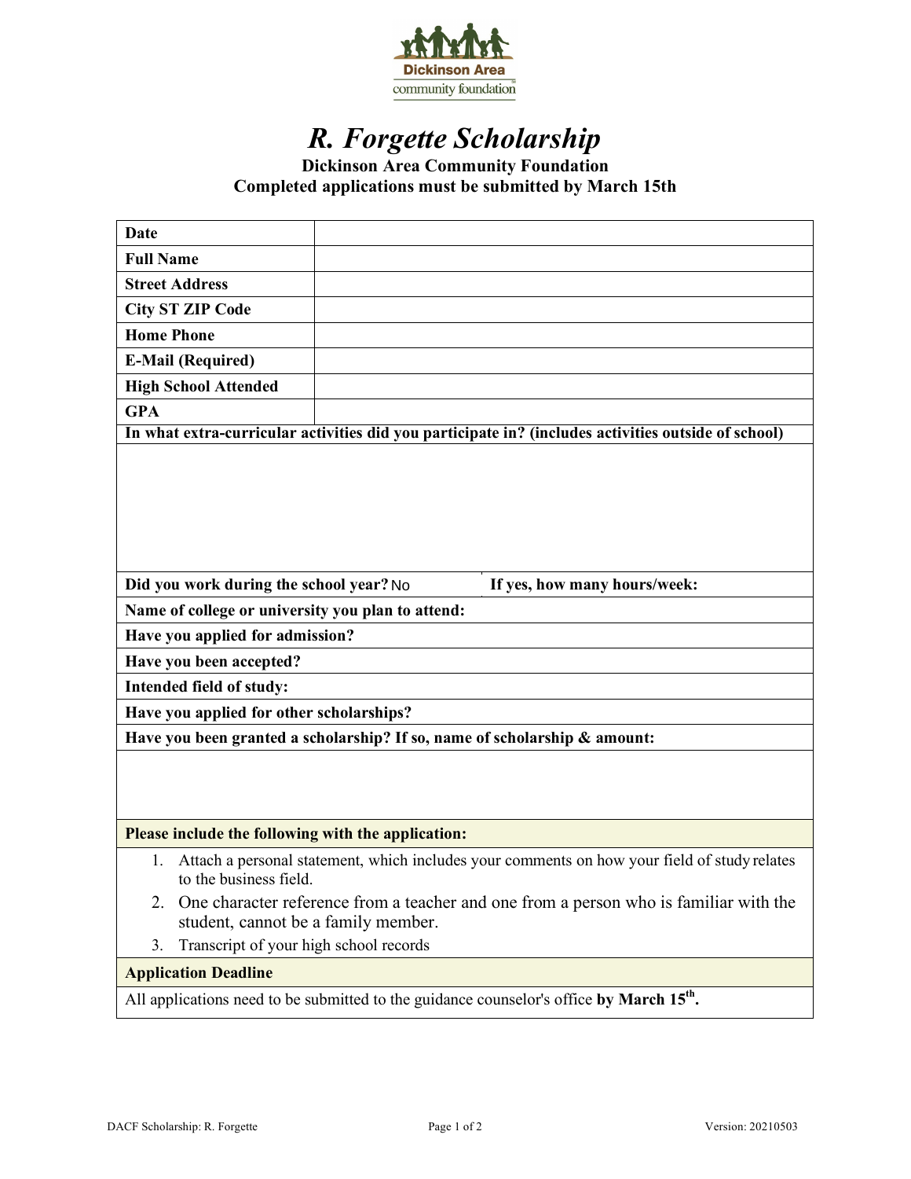Dickinson Area community foundation

# *R. Forgette Scholarship*

**Dickinson Area Community Foundation**
**Completed applications must be submitted by March 15th**

| | |
|---|---|
| **Date** | |
| **Full Name** | |
| **Street Address** | |
| **City ST ZIP Code** | |
| **Home Phone** | |
| **E-Mail (Required)** | |
| **High School Attended** | |
| **GPA** | |

**In what extra-curricular activities did you participate in? (includes activities outside of school)**

| | |
|---|---|
| **Did you work during the school year?** No | **If yes, how many hours/week:** |

**Name of college or university you plan to attend:**

**Have you applied for admission?**

**Have you been accepted?**

**Intended field of study:**

**Have you applied for other scholarships?**

**Have you been granted a scholarship? If so, name of scholarship & amount:**

**Please include the following with the application:**

1. Attach a personal statement, which includes your comments on how your field of study relates to the business field.
2. One character reference from a teacher and one from a person who is familiar with the student, cannot be a family member.
3. Transcript of your high school records

**Application Deadline**

All applications need to be submitted to the guidance counselor's office **by March 15th.**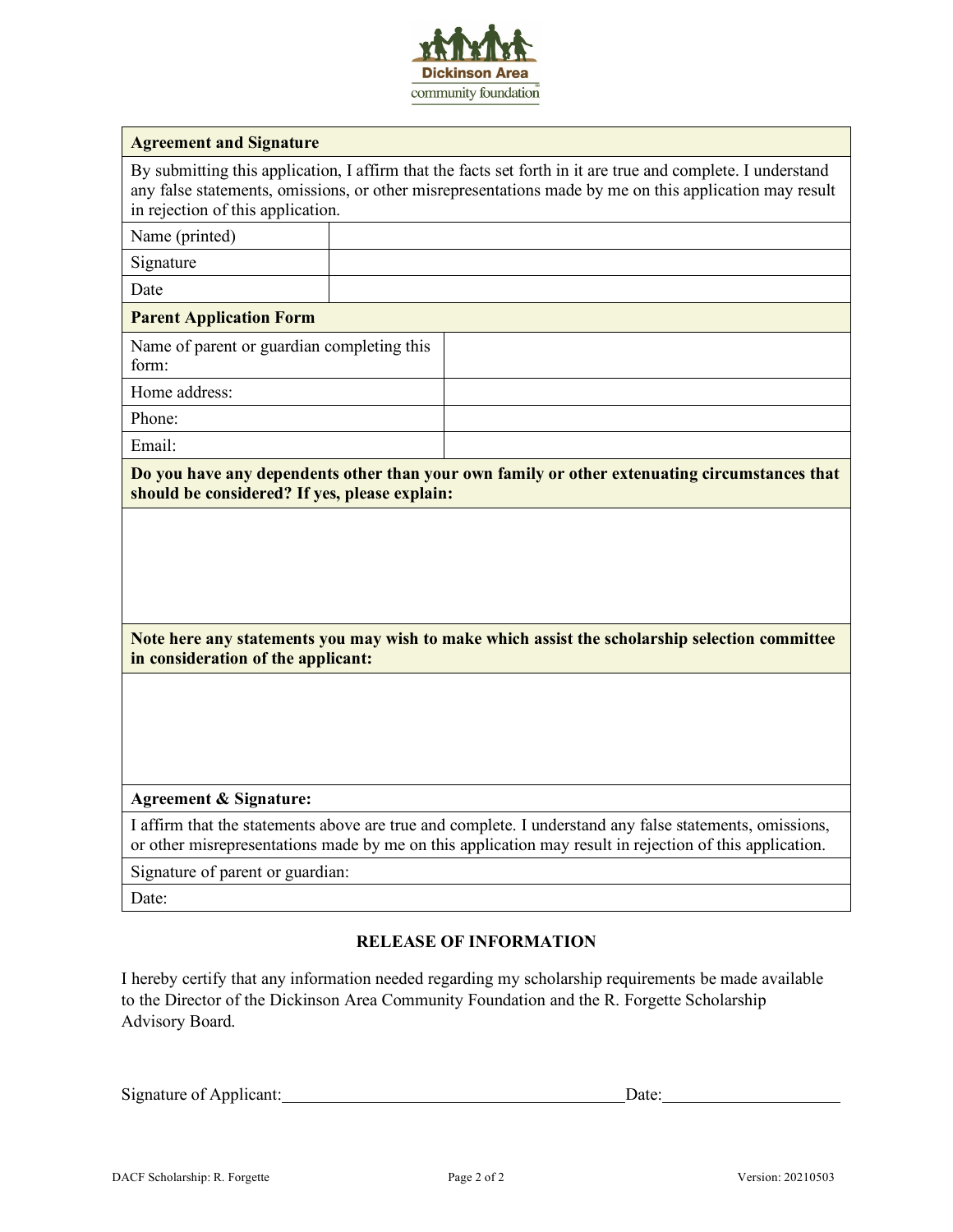Dickinson Area community foundation

| Agreement and Signature | |
|---|---|
| By submitting this application, I affirm that the facts set forth in it are true and complete. I understand any false statements, omissions, or other misrepresentations made by me on this application may result in rejection of this application. | |
| Name (printed) | |
| Signature | |
| Date | |

| Parent Application Form | |
|---|---|
| Name of parent or guardian completing this form: | |
| Home address: | |
| Phone: | |
| Email: | |

**Do you have any dependents other than your own family or other extenuating circumstances that should be considered? If yes, please explain:**

**Note here any statements you may wish to make which assist the scholarship selection committee in consideration of the applicant:**

**Agreement & Signature:**

I affirm that the statements above are true and complete. I understand any false statements, omissions, or other misrepresentations made by me on this application may result in rejection of this application.

Signature of parent or guardian:

Date:

## RELEASE OF INFORMATION

I hereby certify that any information needed regarding my scholarship requirements be made available to the Director of the Dickinson Area Community Foundation and the R. Forgette Scholarship Advisory Board.

Signature of Applicant:________________________ Date:____________